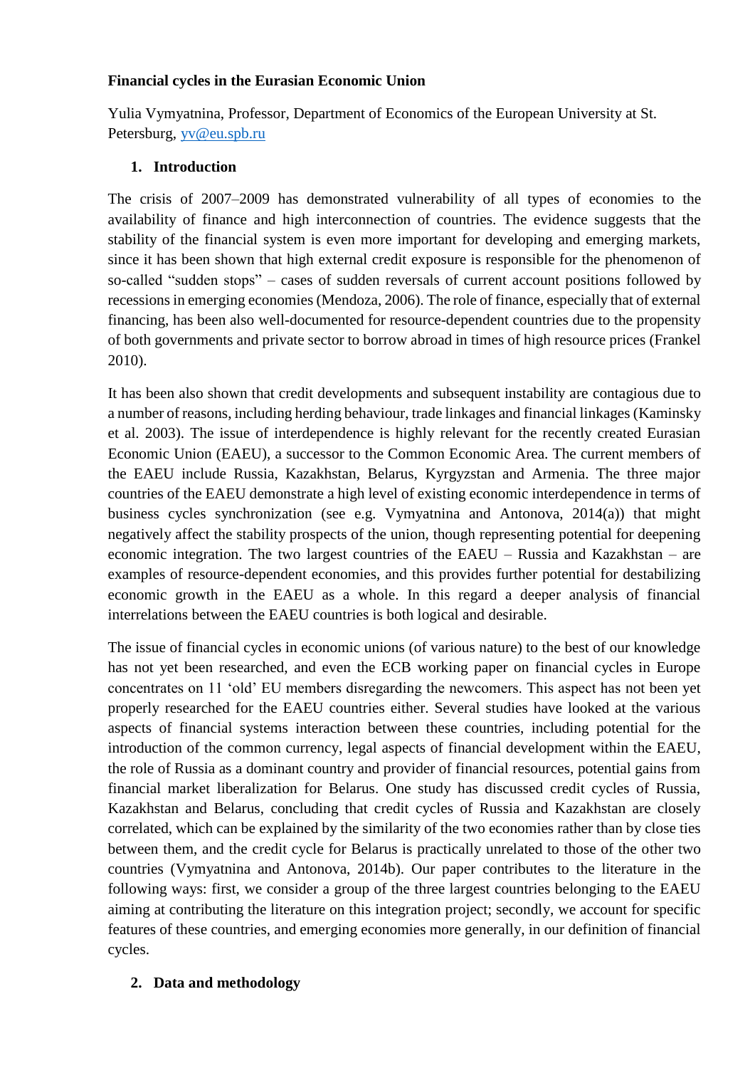**Financial cycles in the Eurasian Economic Union**

Yulia Vymyatnina, Professor, Department of Economics of the European University at St. Petersburg, yv@eu.spb.ru

## 1. Introduction

The crisis of 2007–2009 has demonstrated vulnerability of all types of economies to the availability of finance and high interconnection of countries. The evidence suggests that the stability of the financial system is even more important for developing and emerging markets, since it has been shown that high external credit exposure is responsible for the phenomenon of so-called "sudden stops" – cases of sudden reversals of current account positions followed by recessions in emerging economies (Mendoza, 2006). The role of finance, especially that of external financing, has been also well-documented for resource-dependent countries due to the propensity of both governments and private sector to borrow abroad in times of high resource prices (Frankel 2010).

It has been also shown that credit developments and subsequent instability are contagious due to a number of reasons, including herding behaviour, trade linkages and financial linkages (Kaminsky et al. 2003). The issue of interdependence is highly relevant for the recently created Eurasian Economic Union (EAEU), a successor to the Common Economic Area. The current members of the EAEU include Russia, Kazakhstan, Belarus, Kyrgyzstan and Armenia. The three major countries of the EAEU demonstrate a high level of existing economic interdependence in terms of business cycles synchronization (see e.g. Vymyatnina and Antonova, 2014(a)) that might negatively affect the stability prospects of the union, though representing potential for deepening economic integration. The two largest countries of the EAEU – Russia and Kazakhstan – are examples of resource-dependent economies, and this provides further potential for destabilizing economic growth in the EAEU as a whole. In this regard a deeper analysis of financial interrelations between the EAEU countries is both logical and desirable.

The issue of financial cycles in economic unions (of various nature) to the best of our knowledge has not yet been researched, and even the ECB working paper on financial cycles in Europe concentrates on 11 'old' EU members disregarding the newcomers. This aspect has not been yet properly researched for the EAEU countries either. Several studies have looked at the various aspects of financial systems interaction between these countries, including potential for the introduction of the common currency, legal aspects of financial development within the EAEU, the role of Russia as a dominant country and provider of financial resources, potential gains from financial market liberalization for Belarus. One study has discussed credit cycles of Russia, Kazakhstan and Belarus, concluding that credit cycles of Russia and Kazakhstan are closely correlated, which can be explained by the similarity of the two economies rather than by close ties between them, and the credit cycle for Belarus is practically unrelated to those of the other two countries (Vymyatnina and Antonova, 2014b). Our paper contributes to the literature in the following ways: first, we consider a group of the three largest countries belonging to the EAEU aiming at contributing the literature on this integration project; secondly, we account for specific features of these countries, and emerging economies more generally, in our definition of financial cycles.

## 2. Data and methodology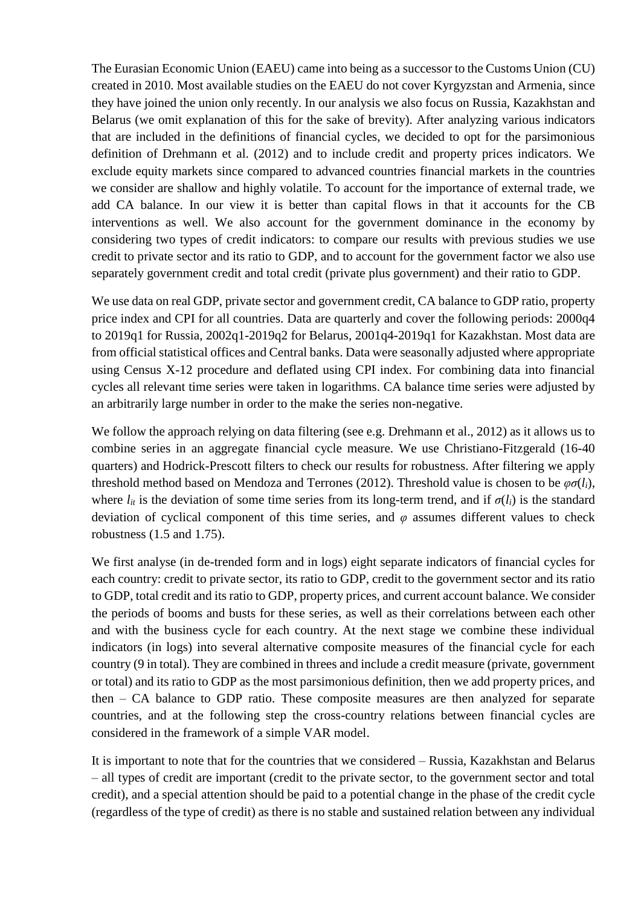The Eurasian Economic Union (EAEU) came into being as a successor to the Customs Union (CU) created in 2010. Most available studies on the EAEU do not cover Kyrgyzstan and Armenia, since they have joined the union only recently. In our analysis we also focus on Russia, Kazakhstan and Belarus (we omit explanation of this for the sake of brevity). After analyzing various indicators that are included in the definitions of financial cycles, we decided to opt for the parsimonious definition of Drehmann et al. (2012) and to include credit and property prices indicators. We exclude equity markets since compared to advanced countries financial markets in the countries we consider are shallow and highly volatile. To account for the importance of external trade, we add CA balance. In our view it is better than capital flows in that it accounts for the CB interventions as well. We also account for the government dominance in the economy by considering two types of credit indicators: to compare our results with previous studies we use credit to private sector and its ratio to GDP, and to account for the government factor we also use separately government credit and total credit (private plus government) and their ratio to GDP.

We use data on real GDP, private sector and government credit, CA balance to GDP ratio, property price index and CPI for all countries. Data are quarterly and cover the following periods: 2000q4 to 2019q1 for Russia, 2002q1-2019q2 for Belarus, 2001q4-2019q1 for Kazakhstan. Most data are from official statistical offices and Central banks. Data were seasonally adjusted where appropriate using Census X-12 procedure and deflated using CPI index. For combining data into financial cycles all relevant time series were taken in logarithms. CA balance time series were adjusted by an arbitrarily large number in order to the make the series non-negative.

We follow the approach relying on data filtering (see e.g. Drehmann et al., 2012) as it allows us to combine series in an aggregate financial cycle measure. We use Christiano-Fitzgerald (16-40 quarters) and Hodrick-Prescott filters to check our results for robustness. After filtering we apply threshold method based on Mendoza and Terrones (2012). Threshold value is chosen to be $\varphi\sigma(l_i)$, where $l_{it}$ is the deviation of some time series from its long-term trend, and if $\sigma(l_i)$ is the standard deviation of cyclical component of this time series, and $\varphi$ assumes different values to check robustness (1.5 and 1.75).

We first analyse (in de-trended form and in logs) eight separate indicators of financial cycles for each country: credit to private sector, its ratio to GDP, credit to the government sector and its ratio to GDP, total credit and its ratio to GDP, property prices, and current account balance. We consider the periods of booms and busts for these series, as well as their correlations between each other and with the business cycle for each country. At the next stage we combine these individual indicators (in logs) into several alternative composite measures of the financial cycle for each country (9 in total). They are combined in threes and include a credit measure (private, government or total) and its ratio to GDP as the most parsimonious definition, then we add property prices, and then – CA balance to GDP ratio. These composite measures are then analyzed for separate countries, and at the following step the cross-country relations between financial cycles are considered in the framework of a simple VAR model.

It is important to note that for the countries that we considered – Russia, Kazakhstan and Belarus – all types of credit are important (credit to the private sector, to the government sector and total credit), and a special attention should be paid to a potential change in the phase of the credit cycle (regardless of the type of credit) as there is no stable and sustained relation between any individual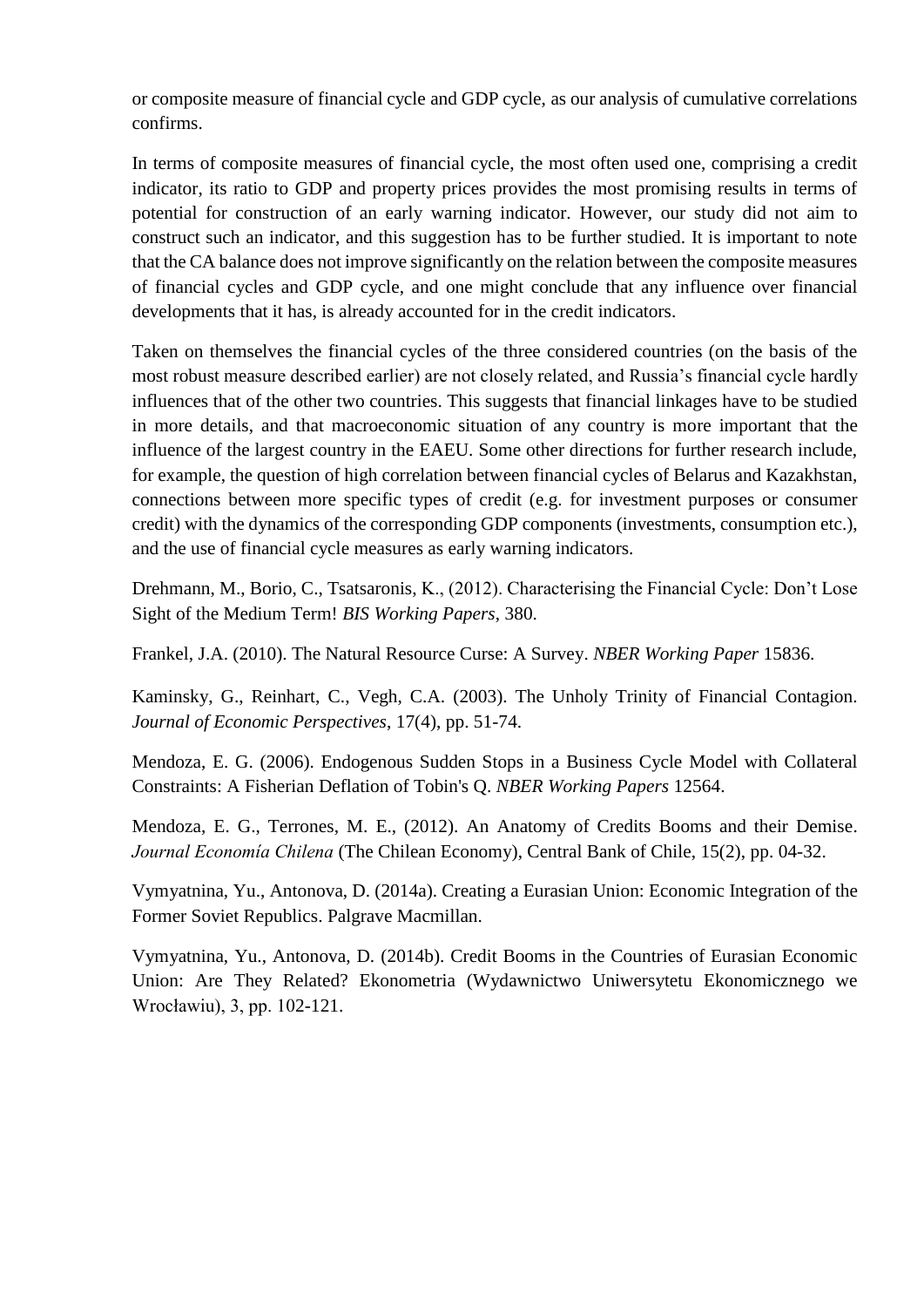or composite measure of financial cycle and GDP cycle, as our analysis of cumulative correlations confirms.

In terms of composite measures of financial cycle, the most often used one, comprising a credit indicator, its ratio to GDP and property prices provides the most promising results in terms of potential for construction of an early warning indicator. However, our study did not aim to construct such an indicator, and this suggestion has to be further studied. It is important to note that the CA balance does not improve significantly on the relation between the composite measures of financial cycles and GDP cycle, and one might conclude that any influence over financial developments that it has, is already accounted for in the credit indicators.

Taken on themselves the financial cycles of the three considered countries (on the basis of the most robust measure described earlier) are not closely related, and Russia's financial cycle hardly influences that of the other two countries. This suggests that financial linkages have to be studied in more details, and that macroeconomic situation of any country is more important that the influence of the largest country in the EAEU. Some other directions for further research include, for example, the question of high correlation between financial cycles of Belarus and Kazakhstan, connections between more specific types of credit (e.g. for investment purposes or consumer credit) with the dynamics of the corresponding GDP components (investments, consumption etc.), and the use of financial cycle measures as early warning indicators.

Drehmann, M., Borio, C., Tsatsaronis, K., (2012). Characterising the Financial Cycle: Don't Lose Sight of the Medium Term! *BIS Working Papers*, 380.

Frankel, J.A. (2010). The Natural Resource Curse: A Survey. *NBER Working Paper* 15836.

Kaminsky, G., Reinhart, C., Vegh, C.A. (2003). The Unholy Trinity of Financial Contagion. *Journal of Economic Perspectives*, 17(4), pp. 51-74.

Mendoza, E. G. (2006). Endogenous Sudden Stops in a Business Cycle Model with Collateral Constraints: A Fisherian Deflation of Tobin's Q. *NBER Working Papers* 12564.

Mendoza, E. G., Terrones, M. E., (2012). An Anatomy of Credits Booms and their Demise. *Journal Economía Chilena* (The Chilean Economy), Central Bank of Chile, 15(2), pp. 04-32.

Vymyatnina, Yu., Antonova, D. (2014a). Creating a Eurasian Union: Economic Integration of the Former Soviet Republics. Palgrave Macmillan.

Vymyatnina, Yu., Antonova, D. (2014b). Credit Booms in the Countries of Eurasian Economic Union: Are They Related? Ekonometria (Wydawnictwo Uniwersytetu Ekonomicznego we Wrocławiu), 3, pp. 102-121.